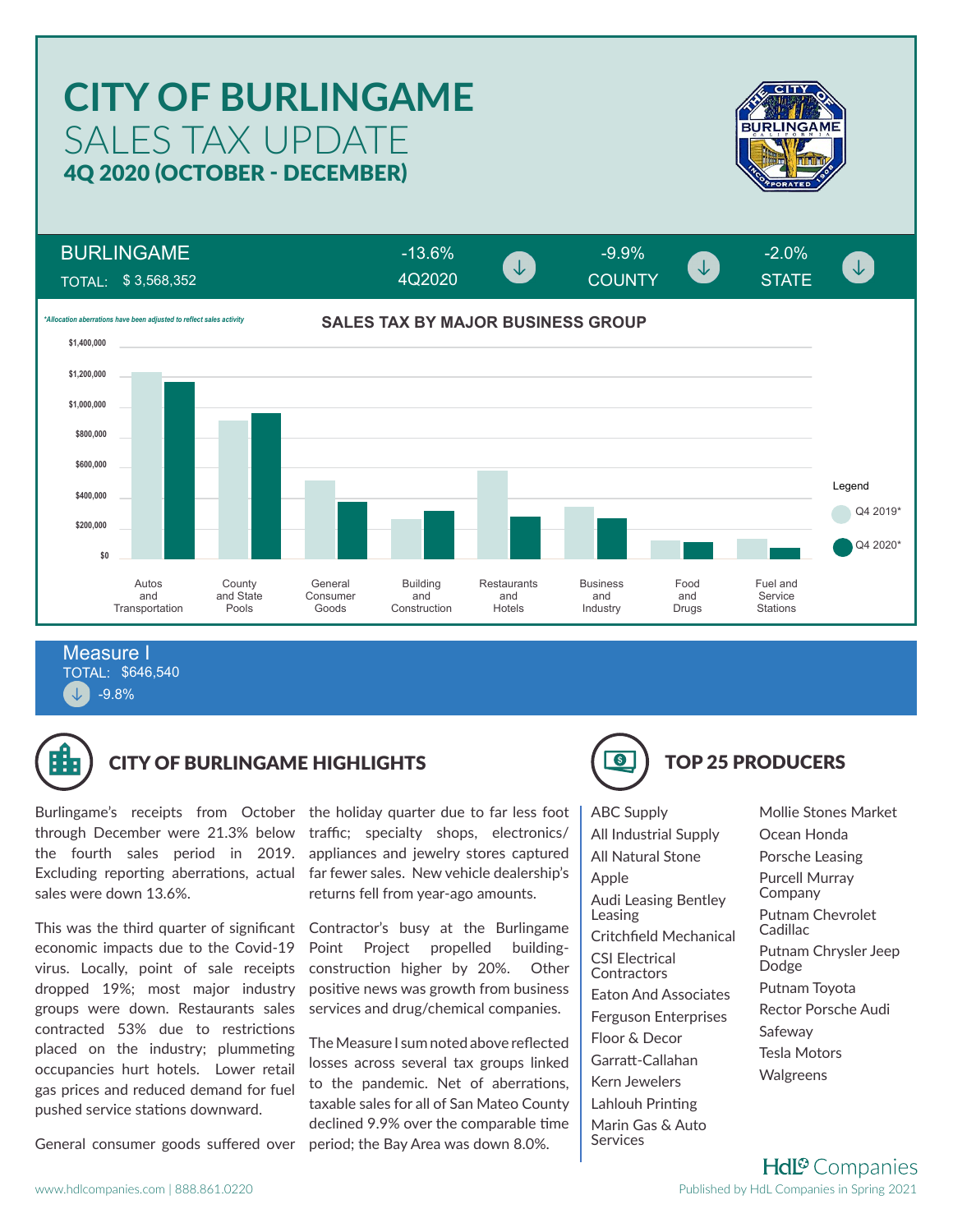# CITY OF BURLINGAME

## SALES TAX UPDATE

### 4Q 2020 (OCTOBER - DECEMBER)

| BURLINGAME | | | |
|---|---|---|---|
| TOTAL: $ 3,568,352 | -13.6% 4Q2020 ↓ | -9.9% COUNTY ↓ | -2.0% STATE ↓ |

*Allocation aberrations have been adjusted to reflect sales activity

**SALES TAX BY MAJOR BUSINESS GROUP**

Legend: Q4 2019*, Q4 2020*

Categories: Autos and Transportation; County and State Pools; General Consumer Goods; Building and Construction; Restaurants and Hotels; Business and Industry; Food and Drugs; Fuel and Service Stations

Axis: $0, $200,000, $400,000, $600,000, $800,000, $1,000,000, $1,200,000, $1,400,000

**Measure I**
TOTAL: $646,540
↓ -9.8%

## CITY OF BURLINGAME HIGHLIGHTS

Burlingame's receipts from October through December were 21.3% below the fourth sales period in 2019. Excluding reporting aberrations, actual sales were down 13.6%.

This was the third quarter of significant economic impacts due to the Covid-19 virus. Locally, point of sale receipts dropped 19%; most major industry groups were down. Restaurants sales contracted 53% due to restrictions placed on the industry; plummeting occupancies hurt hotels. Lower retail gas prices and reduced demand for fuel pushed service stations downward.

General consumer goods suffered over the holiday quarter due to far less foot traffic; specialty shops, electronics/ appliances and jewelry stores captured far fewer sales. New vehicle dealership's returns fell from year-ago amounts.

Contractor's busy at the Burlingame Point Project propelled building-construction higher by 20%. Other positive news was growth from business services and drug/chemical companies.

The Measure I sum noted above reflected losses across several tax groups linked to the pandemic. Net of aberrations, taxable sales for all of San Mateo County declined 9.9% over the comparable time period; the Bay Area was down 8.0%.

## TOP 25 PRODUCERS

- ABC Supply
- All Industrial Supply
- All Natural Stone
- Apple
- Audi Leasing Bentley Leasing
- Critchfield Mechanical
- CSI Electrical Contractors
- Eaton And Associates
- Ferguson Enterprises
- Floor & Decor
- Garratt-Callahan
- Kern Jewelers
- Lahlouh Printing
- Marin Gas & Auto Services
- Mollie Stones Market
- Ocean Honda
- Porsche Leasing
- Purcell Murray Company
- Putnam Chevrolet Cadillac
- Putnam Chrysler Jeep Dodge
- Putnam Toyota
- Rector Porsche Audi
- Safeway
- Tesla Motors
- Walgreens

HdL Companies

www.hdlcompanies.com | 888.861.0220

Published by HdL Companies in Spring 2021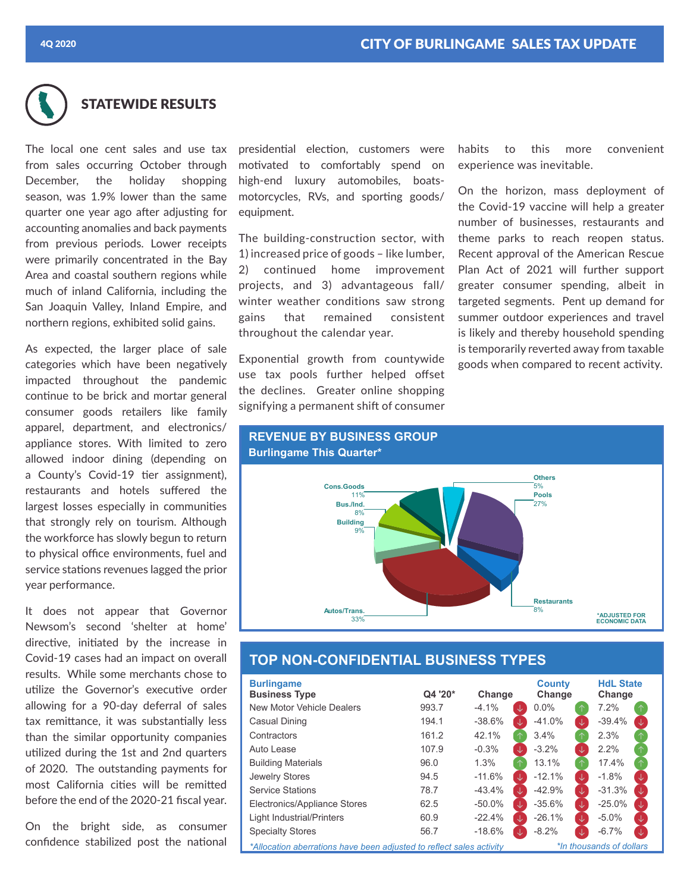## STATEWIDE RESULTS

The local one cent sales and use tax from sales occurring October through December, the holiday shopping season, was 1.9% lower than the same quarter one year ago after adjusting for accounting anomalies and back payments from previous periods. Lower receipts were primarily concentrated in the Bay Area and coastal southern regions while much of inland California, including the San Joaquin Valley, Inland Empire, and northern regions, exhibited solid gains.

As expected, the larger place of sale categories which have been negatively impacted throughout the pandemic continue to be brick and mortar general consumer goods retailers like family apparel, department, and electronics/appliance stores. With limited to zero allowed indoor dining (depending on a County's Covid-19 tier assignment), restaurants and hotels suffered the largest losses especially in communities that strongly rely on tourism. Although the workforce has slowly begun to return to physical office environments, fuel and service stations revenues lagged the prior year performance.

It does not appear that Governor Newsom's second 'shelter at home' directive, initiated by the increase in Covid-19 cases had an impact on overall results. While some merchants chose to utilize the Governor's executive order allowing for a 90-day deferral of sales tax remittance, it was substantially less than the similar opportunity companies utilized during the 1st and 2nd quarters of 2020. The outstanding payments for most California cities will be remitted before the end of the 2020-21 fiscal year.

On the bright side, as consumer confidence stabilized post the national presidential election, customers were motivated to comfortably spend on high-end luxury automobiles, boats-motorcycles, RVs, and sporting goods/equipment.

The building-construction sector, with 1) increased price of goods – like lumber, 2) continued home improvement projects, and 3) advantageous fall/winter weather conditions saw strong gains that remained consistent throughout the calendar year.

Exponential growth from countywide use tax pools further helped offset the declines. Greater online shopping signifying a permanent shift of consumer habits to this more convenient experience was inevitable.

On the horizon, mass deployment of the Covid-19 vaccine will help a greater number of businesses, restaurants and theme parks to reach reopen status. Recent approval of the American Rescue Plan Act of 2021 will further support greater consumer spending, albeit in targeted segments. Pent up demand for summer outdoor experiences and travel is likely and thereby household spending is temporarily reverted away from taxable goods when compared to recent activity.

### REVENUE BY BUSINESS GROUP
**Burlingame This Quarter***

Others 5%
Pools 27%
Restaurants 8%
Autos/Trans. 33%
Building 9%
Bus./Ind. 8%
Cons.Goods 11%

*ADJUSTED FOR ECONOMIC DATA

### TOP NON-CONFIDENTIAL BUSINESS TYPES

| Burlingame Business Type | Q4 '20* | Change | County Change | HdL State Change |
|---|---|---|---|---|
| New Motor Vehicle Dealers | 993.7 | -4.1% | 0.0% | 7.2% |
| Casual Dining | 194.1 | -38.6% | -41.0% | -39.4% |
| Contractors | 161.2 | 42.1% | 3.4% | 2.3% |
| Auto Lease | 107.9 | -0.3% | -3.2% | 2.2% |
| Building Materials | 96.0 | 1.3% | 13.1% | 17.4% |
| Jewelry Stores | 94.5 | -11.6% | -12.1% | -1.8% |
| Service Stations | 78.7 | -43.4% | -42.9% | -31.3% |
| Electronics/Appliance Stores | 62.5 | -50.0% | -35.6% | -25.0% |
| Light Industrial/Printers | 60.9 | -22.4% | -26.1% | -5.0% |
| Specialty Stores | 56.7 | -18.6% | -8.2% | -6.7% |

*Allocation aberrations have been adjusted to reflect sales activity* *In thousands of dollars*